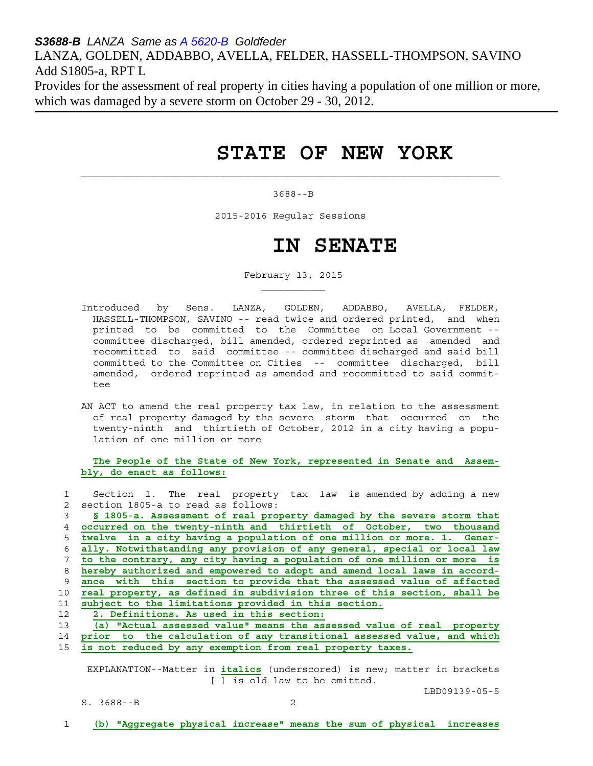***S3688-B*** *LANZA Same as A 5620-B Goldfeder*
LANZA, GOLDEN, ADDABBO, AVELLA, FELDER, HASSELL-THOMPSON, SAVINO
Add S1805-a, RPT L
Provides for the assessment of real property in cities having a population of one million or more, which was damaged by a severe storm on October 29 - 30, 2012.

# STATE OF NEW YORK

3688--B

2015-2016 Regular Sessions

# IN SENATE

February 13, 2015

Introduced by Sens. LANZA, GOLDEN, ADDABBO, AVELLA, FELDER, HASSELL-THOMPSON, SAVINO -- read twice and ordered printed, and when printed to be committed to the Committee on Local Government -- committee discharged, bill amended, ordered reprinted as amended and recommitted to said committee -- committee discharged and said bill committed to the Committee on Cities -- committee discharged, bill amended, ordered reprinted as amended and recommitted to said committee

AN ACT to amend the real property tax law, in relation to the assessment of real property damaged by the severe storm that occurred on the twenty-ninth and thirtieth of October, 2012 in a city having a population of one million or more

**The People of the State of New York, represented in Senate and Assembly, do enact as follows:**

1 Section 1. The real property tax law is amended by adding a new
2 section 1805-a to read as follows:
3 **§ 1805-a. Assessment of real property damaged by the severe storm that**
4 **occurred on the twenty-ninth and thirtieth of October, two thousand**
5 **twelve in a city having a population of one million or more. 1. Gener-**
6 **ally. Notwithstanding any provision of any general, special or local law**
7 **to the contrary, any city having a population of one million or more is**
8 **hereby authorized and empowered to adopt and amend local laws in accord-**
9 **ance with this section to provide that the assessed value of affected**
10 **real property, as defined in subdivision three of this section, shall be**
11 **subject to the limitations provided in this section.**
12 **2. Definitions. As used in this section:**
13 **(a) "Actual assessed value" means the assessed value of real property**
14 **prior to the calculation of any transitional assessed value, and which**
15 **is not reduced by any exemption from real property taxes.**

EXPLANATION--Matter in ***italics*** (underscored) is new; matter in brackets [-] is old law to be omitted.

LBD09139-05-5

1 **(b) "Aggregate physical increase" means the sum of physical increases**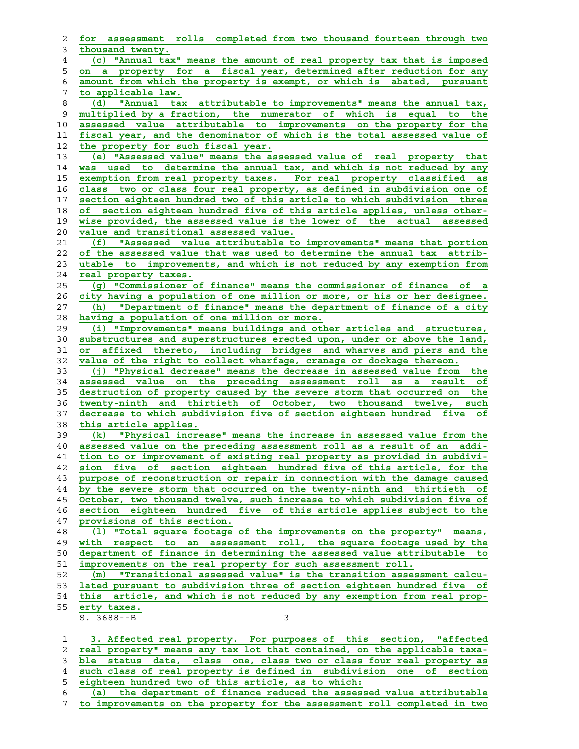for assessment rolls completed from two thousand fourteen through two thousand twenty.

(c) "Annual tax" means the amount of real property tax that is imposed on a property for a fiscal year, determined after reduction for any amount from which the property is exempt, or which is abated, pursuant to applicable law.

(d) "Annual tax attributable to improvements" means the annual tax, multiplied by a fraction, the numerator of which is equal to the assessed value attributable to improvements on the property for the fiscal year, and the denominator of which is the total assessed value of the property for such fiscal year.

(e) "Assessed value" means the assessed value of real property that was used to determine the annual tax, and which is not reduced by any exemption from real property taxes. For real property classified as class two or class four real property, as defined in subdivision one of section eighteen hundred two of this article to which subdivision three of section eighteen hundred five of this article applies, unless otherwise provided, the assessed value is the lower of the actual assessed value and transitional assessed value.

(f) "Assessed value attributable to improvements" means that portion of the assessed value that was used to determine the annual tax attributable to improvements, and which is not reduced by any exemption from real property taxes.

(g) "Commissioner of finance" means the commissioner of finance of a city having a population of one million or more, or his or her designee.

(h) "Department of finance" means the department of finance of a city having a population of one million or more.

(i) "Improvements" means buildings and other articles and structures, substructures and superstructures erected upon, under or above the land, or affixed thereto, including bridges and wharves and piers and the value of the right to collect wharfage, cranage or dockage thereon.

(j) "Physical decrease" means the decrease in assessed value from the assessed value on the preceding assessment roll as a result of destruction of property caused by the severe storm that occurred on the twenty-ninth and thirtieth of October, two thousand twelve, such decrease to which subdivision five of section eighteen hundred five of this article applies.

(k) "Physical increase" means the increase in assessed value from the assessed value on the preceding assessment roll as a result of an addition to or improvement of existing real property as provided in subdivision five of section eighteen hundred five of this article, for the purpose of reconstruction or repair in connection with the damage caused by the severe storm that occurred on the twenty-ninth and thirtieth of October, two thousand twelve, such increase to which subdivision five of section eighteen hundred five of this article applies subject to the provisions of this section.

(l) "Total square footage of the improvements on the property" means, with respect to an assessment roll, the square footage used by the department of finance in determining the assessed value attributable to improvements on the real property for such assessment roll.

(m) "Transitional assessed value" is the transition assessment calculated pursuant to subdivision three of section eighteen hundred five of this article, and which is not reduced by any exemption from real property taxes.

3. Affected real property. For purposes of this section, "affected real property" means any tax lot that contained, on the applicable taxable status date, class one, class two or class four real property as such class of real property is defined in subdivision one of section eighteen hundred two of this article, as to which:

(a) the department of finance reduced the assessed value attributable to improvements on the property for the assessment roll completed in two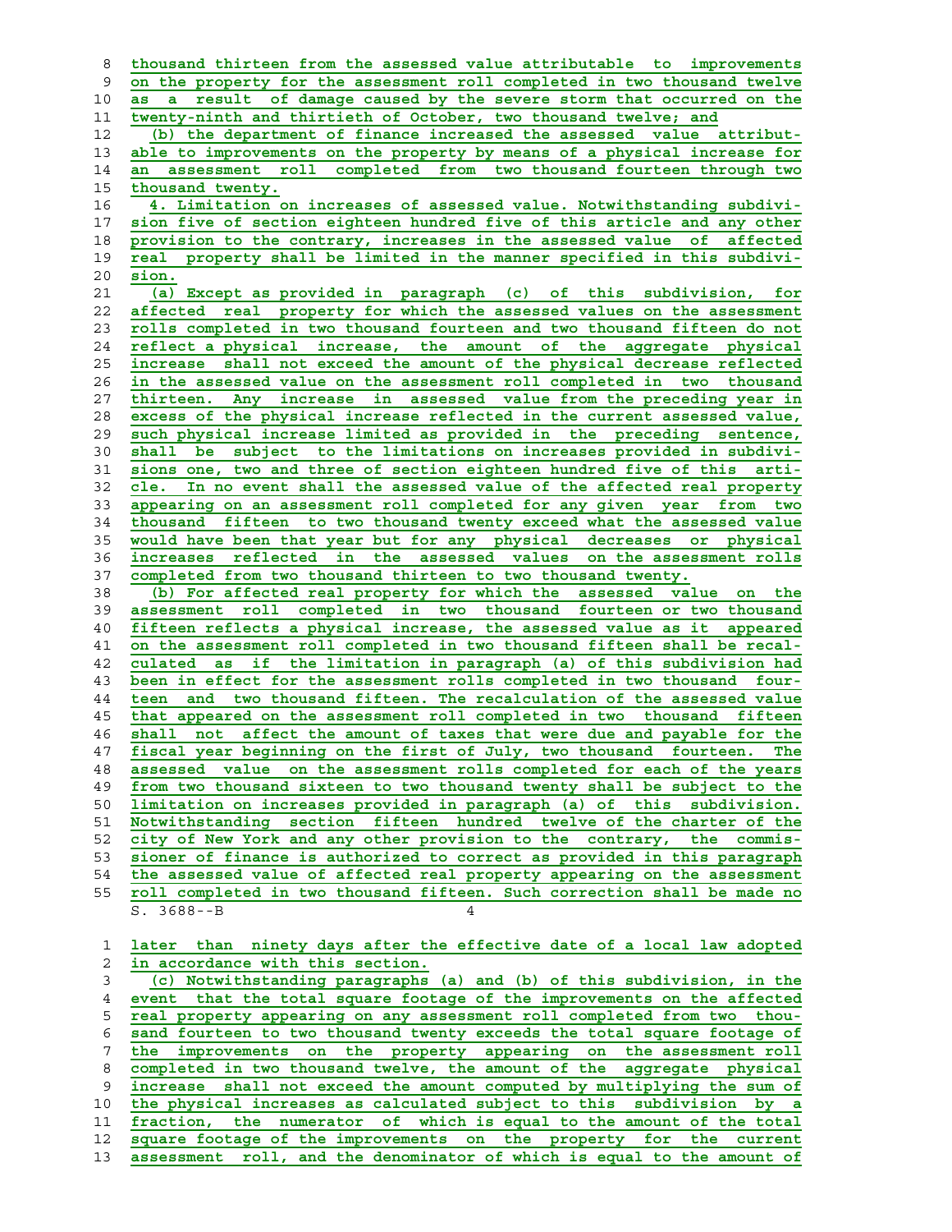thousand thirteen from the assessed value attributable to improvements on the property for the assessment roll completed in two thousand twelve as a result of damage caused by the severe storm that occurred on the twenty-ninth and thirtieth of October, two thousand twelve; and

(b) the department of finance increased the assessed value attributable to improvements on the property by means of a physical increase for an assessment roll completed from two thousand fourteen through two thousand twenty.

4. Limitation on increases of assessed value. Notwithstanding subdivision five of section eighteen hundred five of this article and any other provision to the contrary, increases in the assessed value of affected real property shall be limited in the manner specified in this subdivision.

(a) Except as provided in paragraph (c) of this subdivision, for affected real property for which the assessed values on the assessment rolls completed in two thousand fourteen and two thousand fifteen do not reflect a physical increase, the amount of the aggregate physical increase shall not exceed the amount of the physical decrease reflected in the assessed value on the assessment roll completed in two thousand thirteen. Any increase in assessed value from the preceding year in excess of the physical increase reflected in the current assessed value, such physical increase limited as provided in the preceding sentence, shall be subject to the limitations on increases provided in subdivisions one, two and three of section eighteen hundred five of this article. In no event shall the assessed value of the affected real property appearing on an assessment roll completed for any given year from two thousand fifteen to two thousand twenty exceed what the assessed value would have been that year but for any physical decreases or physical increases reflected in the assessed values on the assessment rolls completed from two thousand thirteen to two thousand twenty.

(b) For affected real property for which the assessed value on the assessment roll completed in two thousand fourteen or two thousand fifteen reflects a physical increase, the assessed value as it appeared on the assessment roll completed in two thousand fifteen shall be recalculated as if the limitation in paragraph (a) of this subdivision had been in effect for the assessment rolls completed in two thousand fourteen and two thousand fifteen. The recalculation of the assessed value that appeared on the assessment roll completed in two thousand fifteen shall not affect the amount of taxes that were due and payable for the fiscal year beginning on the first of July, two thousand fourteen. The assessed value on the assessment rolls completed for each of the years from two thousand sixteen to two thousand twenty shall be subject to the limitation on increases provided in paragraph (a) of this subdivision. Notwithstanding section fifteen hundred twelve of the charter of the city of New York and any other provision to the contrary, the commissioner of finance is authorized to correct as provided in this paragraph the assessed value of affected real property appearing on the assessment roll completed in two thousand fifteen. Such correction shall be made no later than ninety days after the effective date of a local law adopted in accordance with this section.

(c) Notwithstanding paragraphs (a) and (b) of this subdivision, in the event that the total square footage of the improvements on the affected real property appearing on any assessment roll completed from two thousand fourteen to two thousand twenty exceeds the total square footage of the improvements on the property appearing on the assessment roll completed in two thousand twelve, the amount of the aggregate physical increase shall not exceed the amount computed by multiplying the sum of the physical increases as calculated subject to this subdivision by a fraction, the numerator of which is equal to the amount of the total square footage of the improvements on the property for the current assessment roll, and the denominator of which is equal to the amount of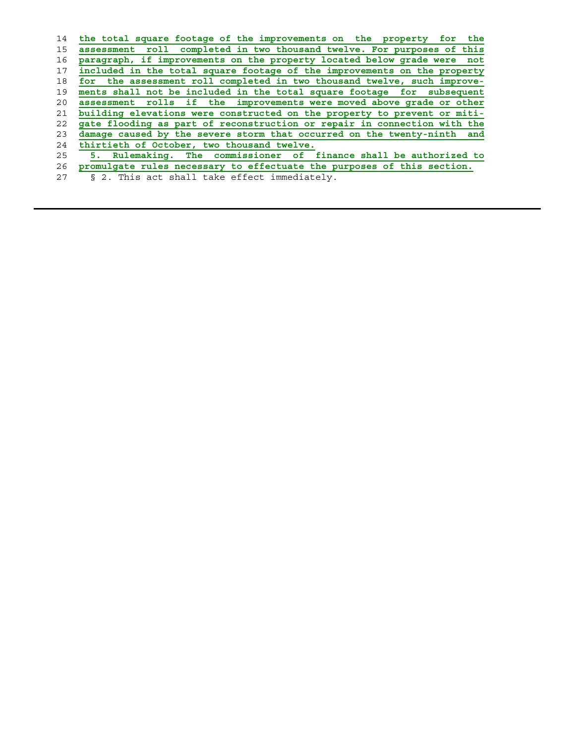the total square footage of the improvements on the property for the assessment roll completed in two thousand twelve. For purposes of this paragraph, if improvements on the property located below grade were not included in the total square footage of the improvements on the property for the assessment roll completed in two thousand twelve, such improvements shall not be included in the total square footage for subsequent assessment rolls if the improvements were moved above grade or other building elevations were constructed on the property to prevent or mitigate flooding as part of reconstruction or repair in connection with the damage caused by the severe storm that occurred on the twenty-ninth and thirtieth of October, two thousand twelve.

5. Rulemaking. The commissioner of finance shall be authorized to promulgate rules necessary to effectuate the purposes of this section.

§ 2. This act shall take effect immediately.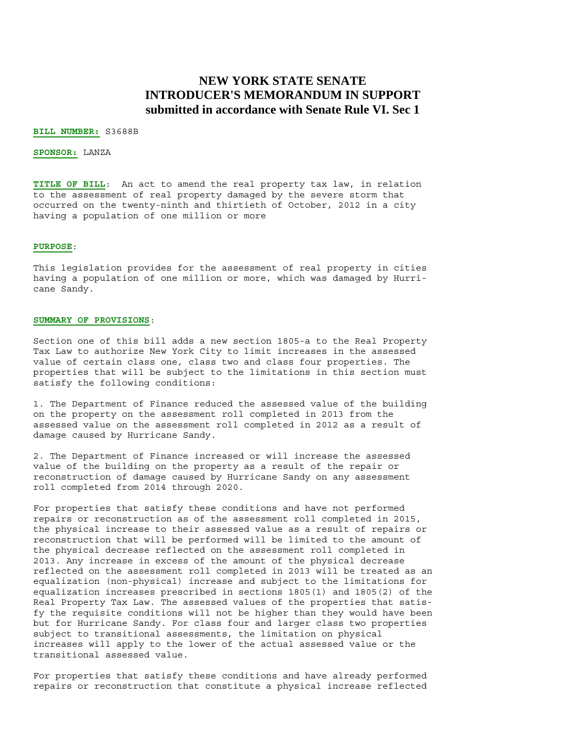# NEW YORK STATE SENATE
# INTRODUCER'S MEMORANDUM IN SUPPORT
## submitted in accordance with Senate Rule VI. Sec 1

**BILL NUMBER:** S3688B

**SPONSOR:** LANZA

**TITLE OF BILL**: An act to amend the real property tax law, in relation to the assessment of real property damaged by the severe storm that occurred on the twenty-ninth and thirtieth of October, 2012 in a city having a population of one million or more

**PURPOSE**:

This legislation provides for the assessment of real property in cities having a population of one million or more, which was damaged by Hurricane Sandy.

**SUMMARY OF PROVISIONS**:

Section one of this bill adds a new section 1805-a to the Real Property Tax Law to authorize New York City to limit increases in the assessed value of certain class one, class two and class four properties. The properties that will be subject to the limitations in this section must satisfy the following conditions:

1. The Department of Finance reduced the assessed value of the building on the property on the assessment roll completed in 2013 from the assessed value on the assessment roll completed in 2012 as a result of damage caused by Hurricane Sandy.

2. The Department of Finance increased or will increase the assessed value of the building on the property as a result of the repair or reconstruction of damage caused by Hurricane Sandy on any assessment roll completed from 2014 through 2020.

For properties that satisfy these conditions and have not performed repairs or reconstruction as of the assessment roll completed in 2015, the physical increase to their assessed value as a result of repairs or reconstruction that will be performed will be limited to the amount of the physical decrease reflected on the assessment roll completed in 2013. Any increase in excess of the amount of the physical decrease reflected on the assessment roll completed in 2013 will be treated as an equalization (non-physical) increase and subject to the limitations for equalization increases prescribed in sections 1805(1) and 1805(2) of the Real Property Tax Law. The assessed values of the properties that satisfy the requisite conditions will not be higher than they would have been but for Hurricane Sandy. For class four and larger class two properties subject to transitional assessments, the limitation on physical increases will apply to the lower of the actual assessed value or the transitional assessed value.

For properties that satisfy these conditions and have already performed repairs or reconstruction that constitute a physical increase reflected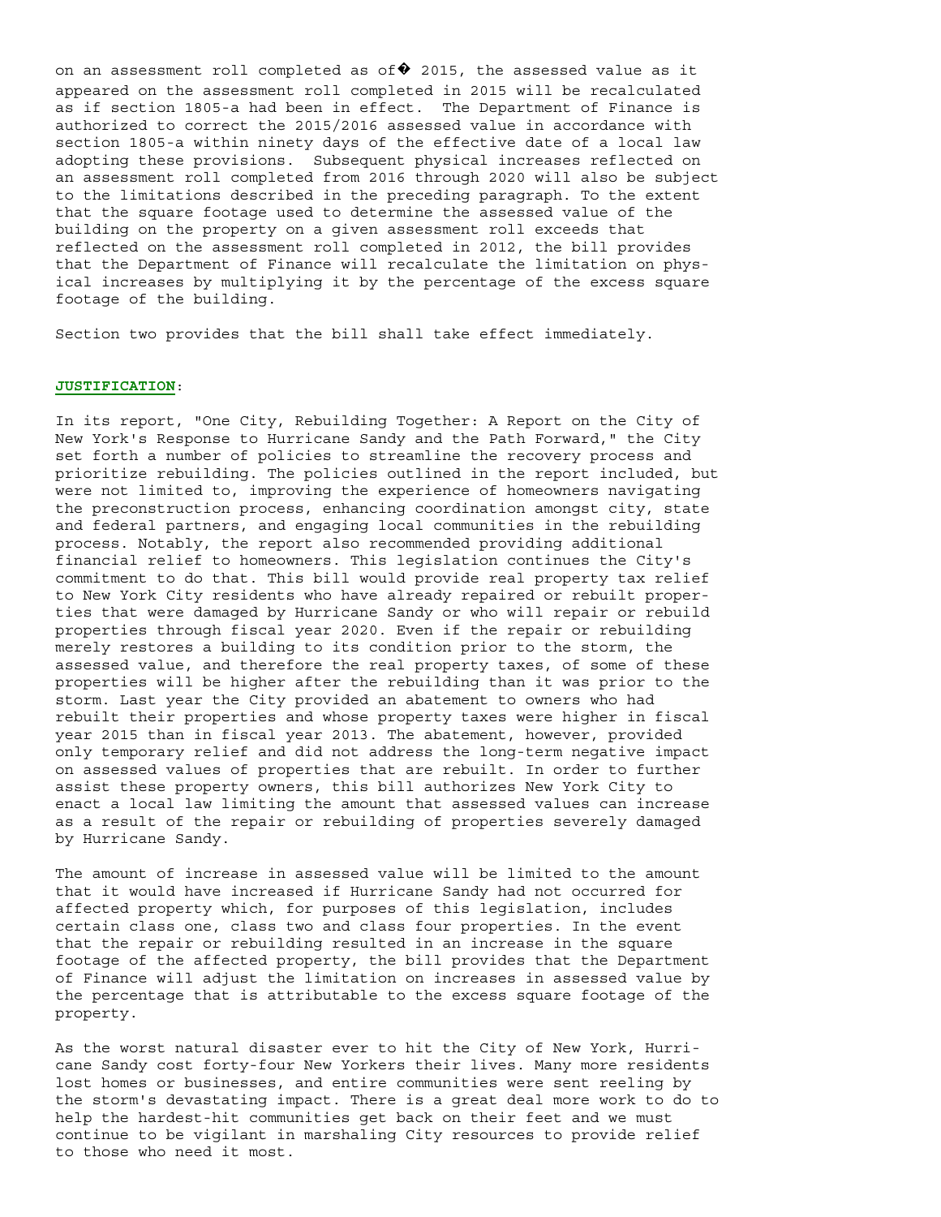on an assessment roll completed as of� 2015, the assessed value as it appeared on the assessment roll completed in 2015 will be recalculated as if section 1805-a had been in effect. The Department of Finance is authorized to correct the 2015/2016 assessed value in accordance with section 1805-a within ninety days of the effective date of a local law adopting these provisions. Subsequent physical increases reflected on an assessment roll completed from 2016 through 2020 will also be subject to the limitations described in the preceding paragraph. To the extent that the square footage used to determine the assessed value of the building on the property on a given assessment roll exceeds that reflected on the assessment roll completed in 2012, the bill provides that the Department of Finance will recalculate the limitation on physical increases by multiplying it by the percentage of the excess square footage of the building.

Section two provides that the bill shall take effect immediately.

**JUSTIFICATION**:

In its report, "One City, Rebuilding Together: A Report on the City of New York's Response to Hurricane Sandy and the Path Forward," the City set forth a number of policies to streamline the recovery process and prioritize rebuilding. The policies outlined in the report included, but were not limited to, improving the experience of homeowners navigating the preconstruction process, enhancing coordination amongst city, state and federal partners, and engaging local communities in the rebuilding process. Notably, the report also recommended providing additional financial relief to homeowners. This legislation continues the City's commitment to do that. This bill would provide real property tax relief to New York City residents who have already repaired or rebuilt properties that were damaged by Hurricane Sandy or who will repair or rebuild properties through fiscal year 2020. Even if the repair or rebuilding merely restores a building to its condition prior to the storm, the assessed value, and therefore the real property taxes, of some of these properties will be higher after the rebuilding than it was prior to the storm. Last year the City provided an abatement to owners who had rebuilt their properties and whose property taxes were higher in fiscal year 2015 than in fiscal year 2013. The abatement, however, provided only temporary relief and did not address the long-term negative impact on assessed values of properties that are rebuilt. In order to further assist these property owners, this bill authorizes New York City to enact a local law limiting the amount that assessed values can increase as a result of the repair or rebuilding of properties severely damaged by Hurricane Sandy.

The amount of increase in assessed value will be limited to the amount that it would have increased if Hurricane Sandy had not occurred for affected property which, for purposes of this legislation, includes certain class one, class two and class four properties. In the event that the repair or rebuilding resulted in an increase in the square footage of the affected property, the bill provides that the Department of Finance will adjust the limitation on increases in assessed value by the percentage that is attributable to the excess square footage of the property.

As the worst natural disaster ever to hit the City of New York, Hurricane Sandy cost forty-four New Yorkers their lives. Many more residents lost homes or businesses, and entire communities were sent reeling by the storm's devastating impact. There is a great deal more work to do to help the hardest-hit communities get back on their feet and we must continue to be vigilant in marshaling City resources to provide relief to those who need it most.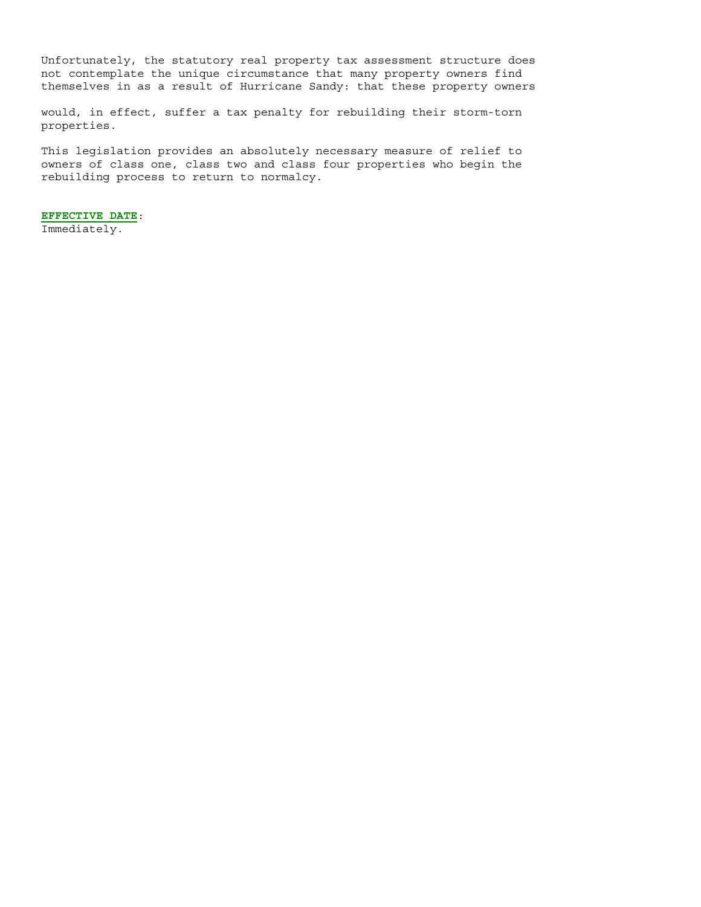Unfortunately, the statutory real property tax assessment structure does not contemplate the unique circumstance that many property owners find themselves in as a result of Hurricane Sandy: that these property owners would, in effect, suffer a tax penalty for rebuilding their storm-torn properties.

This legislation provides an absolutely necessary measure of relief to owners of class one, class two and class four properties who begin the rebuilding process to return to normalcy.

**EFFECTIVE DATE**:
Immediately.